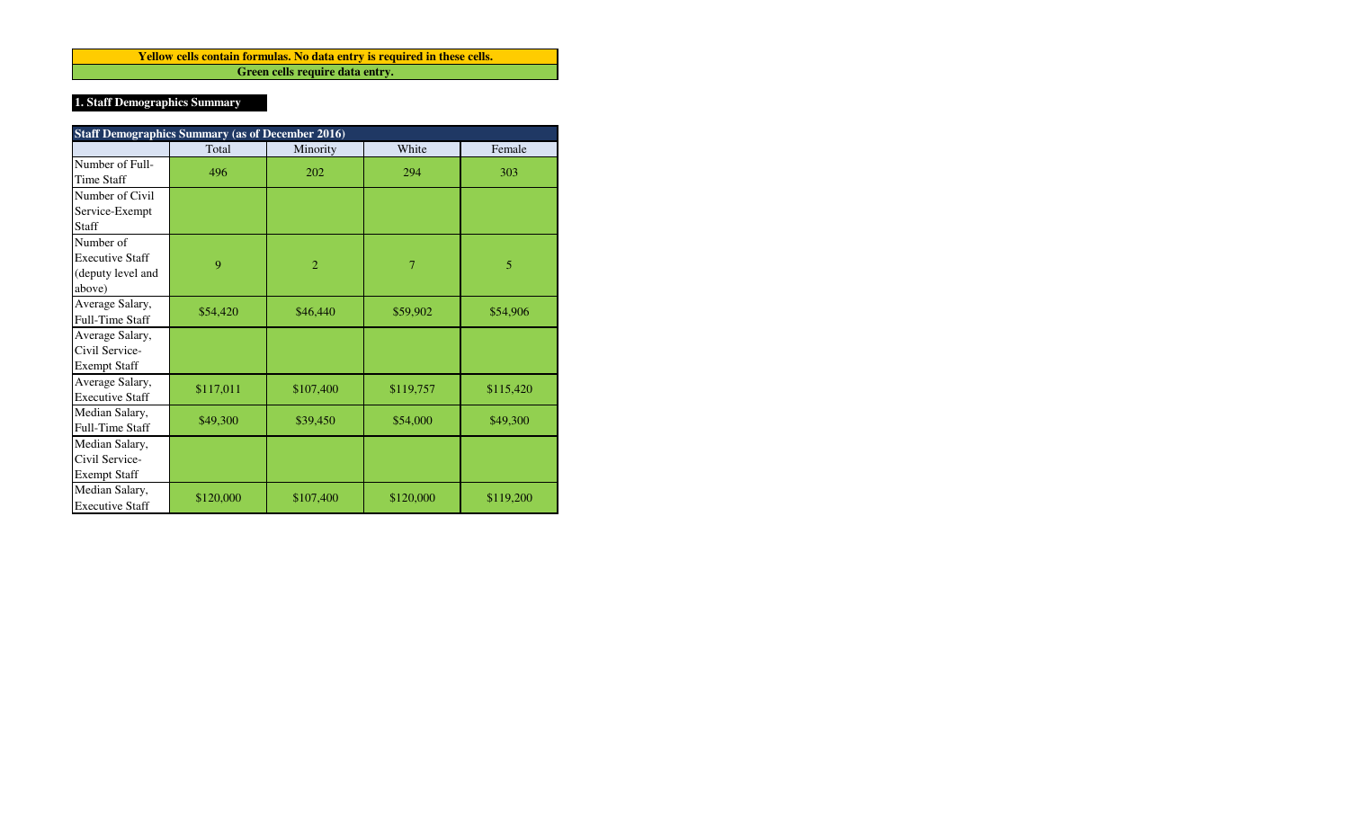**Yellow cells contain formulas. No data entry is required in these cells.**

**Green cells require data entry.**

## 1. Staff Demographics Summary

| Staff Demographics Summary (as of December 2016) | | | | |
|---|---|---|---|---|
| | Total | Minority | White | Female |
| Number of Full-Time Staff | 496 | 202 | 294 | 303 |
| Number of Civil Service-Exempt Staff | | | | |
| Number of Executive Staff (deputy level and above) | 9 | 2 | 7 | 5 |
| Average Salary, Full-Time Staff | $54,420 | $46,440 | $59,902 | $54,906 |
| Average Salary, Civil Service-Exempt Staff | | | | |
| Average Salary, Executive Staff | $117,011 | $107,400 | $119,757 | $115,420 |
| Median Salary, Full-Time Staff | $49,300 | $39,450 | $54,000 | $49,300 |
| Median Salary, Civil Service-Exempt Staff | | | | |
| Median Salary, Executive Staff | $120,000 | $107,400 | $120,000 | $119,200 |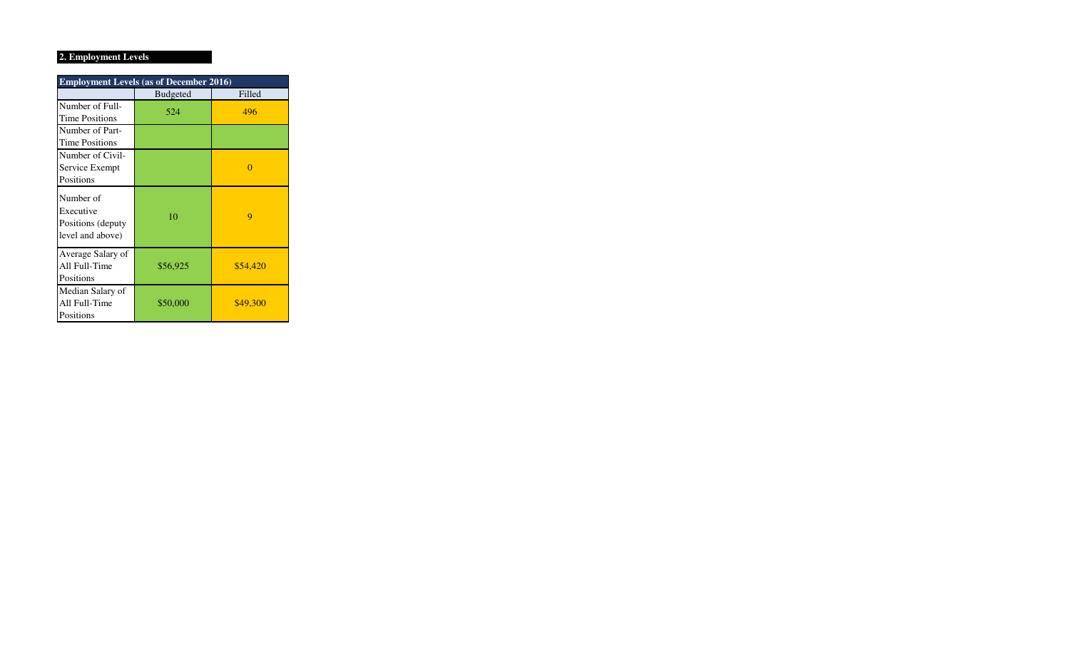## 2. Employment Levels

| Employment Levels (as of December 2016) | | |
|---|---|---|
| | Budgeted | Filled |
| Number of Full-Time Positions | 524 | 496 |
| Number of Part-Time Positions | | |
| Number of Civil-Service Exempt Positions | | 0 |
| Number of Executive Positions (deputy level and above) | 10 | 9 |
| Average Salary of All Full-Time Positions | $56,925 | $54,420 |
| Median Salary of All Full-Time Positions | $50,000 | $49,300 |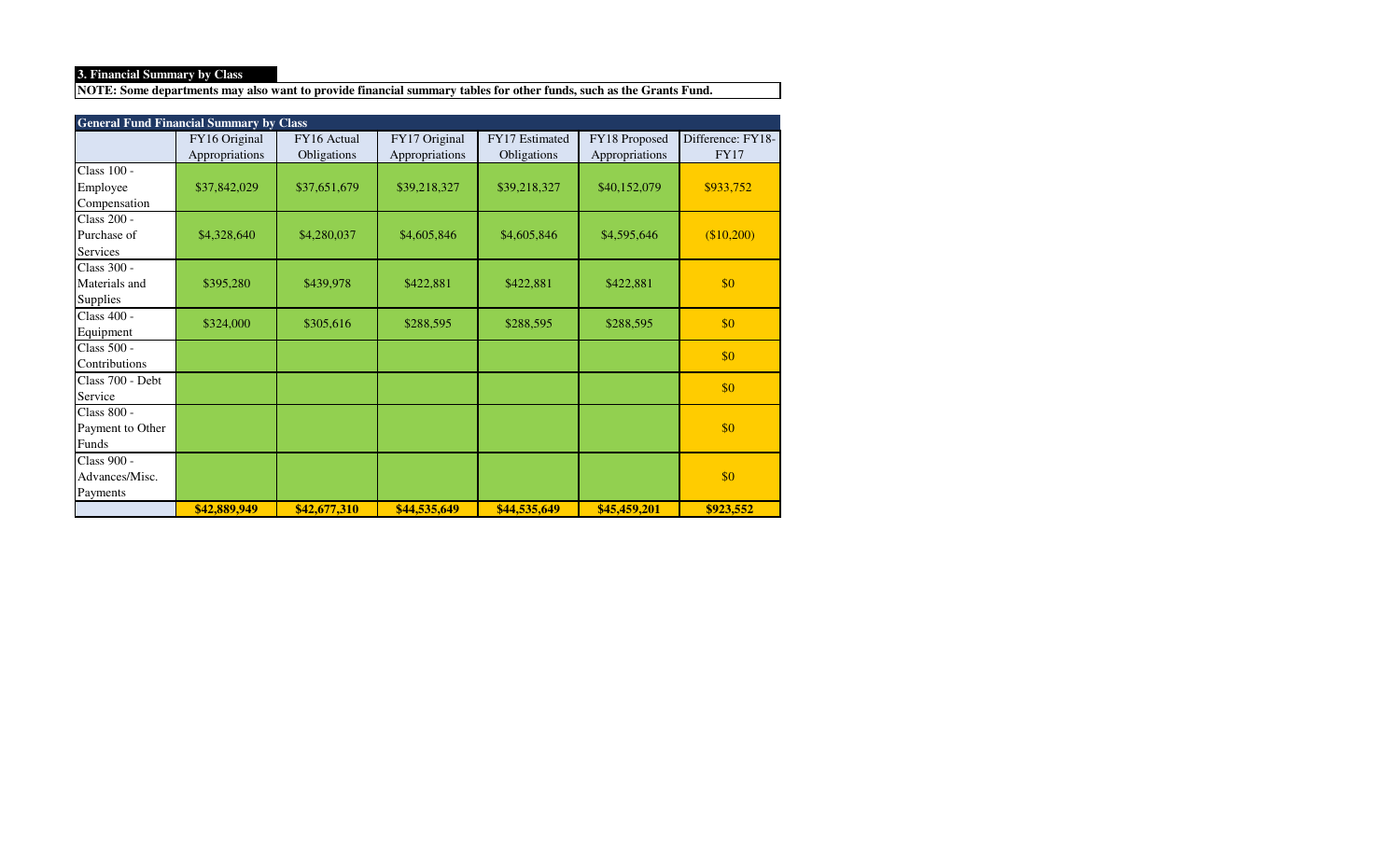### 3. Financial Summary by Class

**NOTE: Some departments may also want to provide financial summary tables for other funds, such as the Grants Fund.**

**General Fund Financial Summary by Class**

| | FY16 Original Appropriations | FY16 Actual Obligations | FY17 Original Appropriations | FY17 Estimated Obligations | FY18 Proposed Appropriations | Difference: FY18-FY17 |
|---|---|---|---|---|---|---|
| Class 100 - Employee Compensation | $37,842,029 | $37,651,679 | $39,218,327 | $39,218,327 | $40,152,079 | $933,752 |
| Class 200 - Purchase of Services | $4,328,640 | $4,280,037 | $4,605,846 | $4,605,846 | $4,595,646 | ($10,200) |
| Class 300 - Materials and Supplies | $395,280 | $439,978 | $422,881 | $422,881 | $422,881 | $0 |
| Class 400 - Equipment | $324,000 | $305,616 | $288,595 | $288,595 | $288,595 | $0 |
| Class 500 - Contributions | | | | | | $0 |
| Class 700 - Debt Service | | | | | | $0 |
| Class 800 - Payment to Other Funds | | | | | | $0 |
| Class 900 - Advances/Misc. Payments | | | | | | $0 |
| | **$42,889,949** | **$42,677,310** | **$44,535,649** | **$44,535,649** | **$45,459,201** | **$923,552** |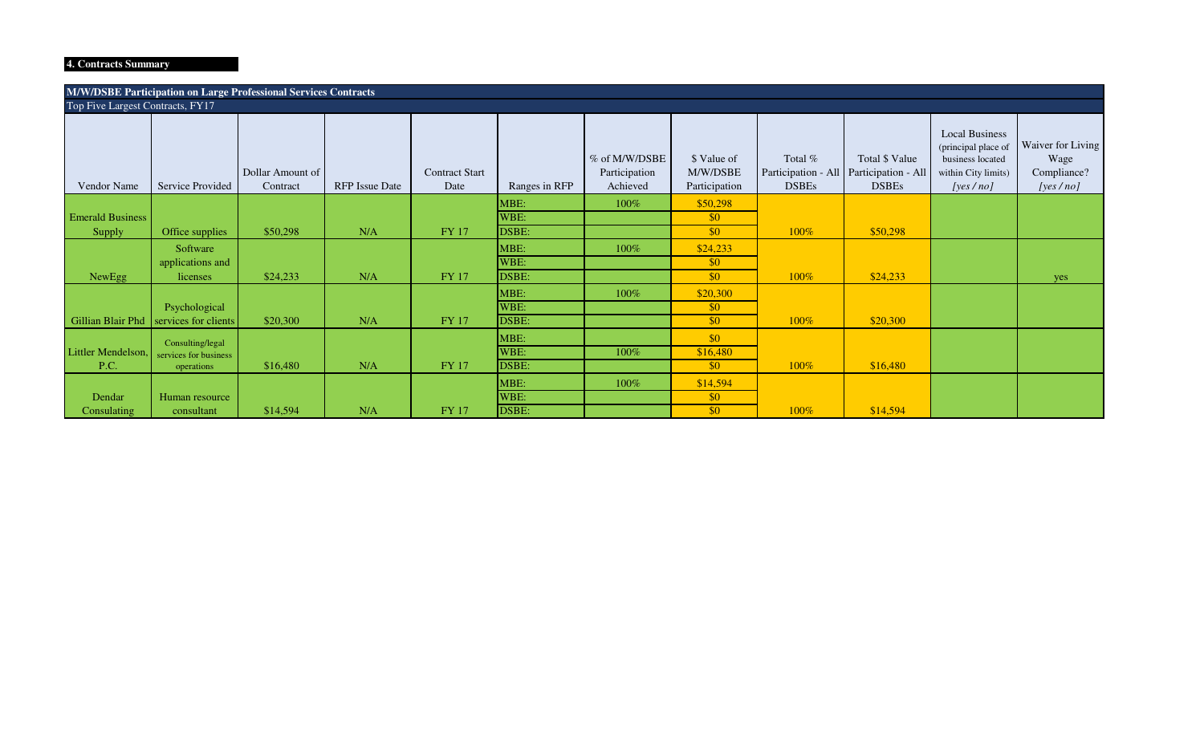**4. Contracts Summary**

**M/W/DSBE Participation on Large Professional Services Contracts**

Top Five Largest Contracts, FY17

| Vendor Name | Service Provided | Dollar Amount of Contract | RFP Issue Date | Contract Start Date | Ranges in RFP | % of M/W/DSBE Participation Achieved | $ Value of M/W/DSBE Participation | Total % Participation - All DSBEs | Total $ Value Participation - All DSBEs | Local Business (principal place of business located within City limits) [yes / no] | Waiver for Living Wage Compliance? [yes / no] |
|---|---|---|---|---|---|---|---|---|---|---|---|
| Emerald Business Supply | Office supplies | $50,298 | N/A | FY 17 | MBE: | 100% | $50,298 | 100% | $50,298 | | |
| | | | | | WBE: | | $0 | | | | |
| | | | | | DSBE: | | $0 | | | | |
| NewEgg | Software applications and licenses | $24,233 | N/A | FY 17 | MBE: | 100% | $24,233 | 100% | $24,233 | | yes |
| | | | | | WBE: | | $0 | | | | |
| | | | | | DSBE: | | $0 | | | | |
| Gillian Blair Phd | Psychological services for clients | $20,300 | N/A | FY 17 | MBE: | 100% | $20,300 | 100% | $20,300 | | |
| | | | | | WBE: | | $0 | | | | |
| | | | | | DSBE: | | $0 | | | | |
| Littler Mendelson, P.C. | Consulting/legal services for business operations | $16,480 | N/A | FY 17 | MBE: | | $0 | 100% | $16,480 | | |
| | | | | | WBE: | 100% | $16,480 | | | | |
| | | | | | DSBE: | | $0 | | | | |
| Dendar Consulating | Human resource consultant | $14,594 | N/A | FY 17 | MBE: | 100% | $14,594 | 100% | $14,594 | | |
| | | | | | WBE: | | $0 | | | | |
| | | | | | DSBE: | | $0 | | | | |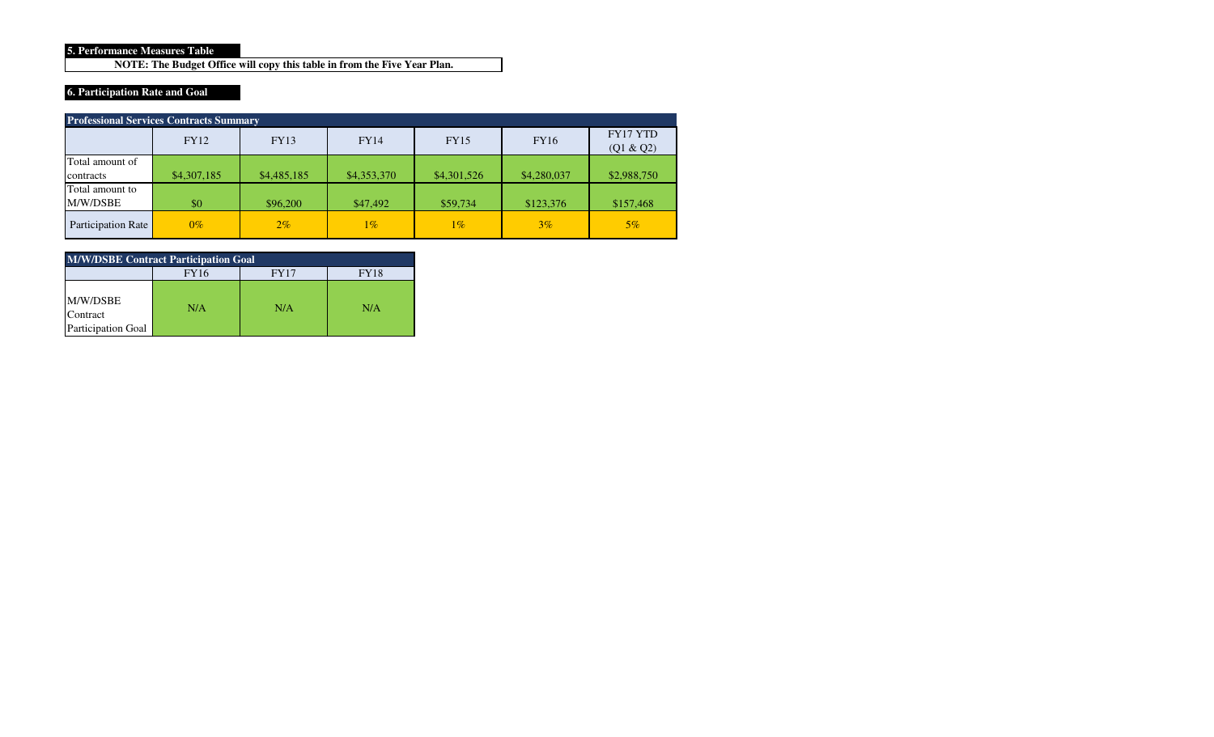**5. Performance Measures Table**

**NOTE: The Budget Office will copy this table in from the Five Year Plan.**

**6. Participation Rate and Goal**

| Professional Services Contracts Summary | | | | | | |
|---|---|---|---|---|---|---|
| | FY12 | FY13 | FY14 | FY15 | FY16 | FY17 YTD (Q1 & Q2) |
| Total amount of contracts | $4,307,185 | $4,485,185 | $4,353,370 | $4,301,526 | $4,280,037 | $2,988,750 |
| Total amount to M/W/DSBE | $0 | $96,200 | $47,492 | $59,734 | $123,376 | $157,468 |
| Participation Rate | 0% | 2% | 1% | 1% | 3% | 5% |

| M/W/DSBE Contract Participation Goal | | | |
|---|---|---|---|
| | FY16 | FY17 | FY18 |
| M/W/DSBE Contract Participation Goal | N/A | N/A | N/A |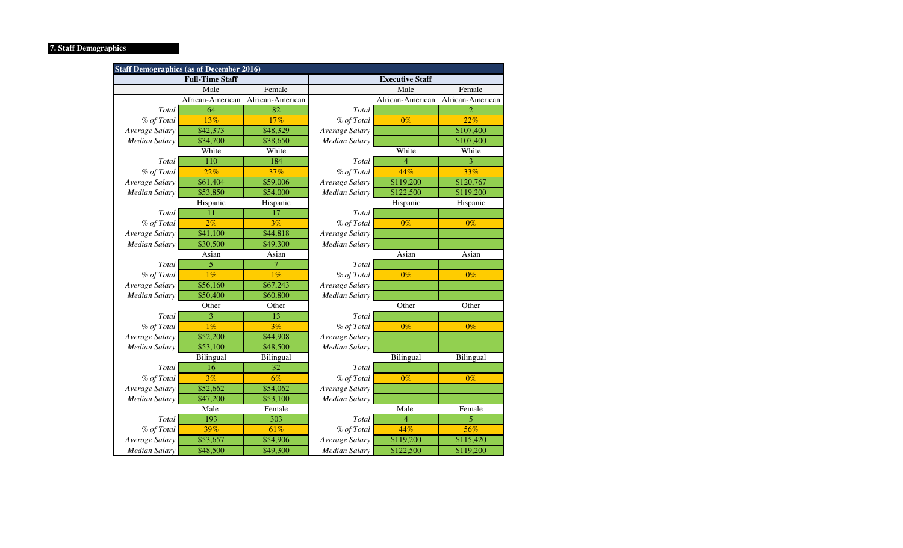**7. Staff Demographics**

| Staff Demographics (as of December 2016) | | | | | |
|---|---|---|---|---|---|
| **Full-Time Staff** | | | **Executive Staff** | | |
| | Male | Female | | Male | Female |
| | African-American | African-American | | African-American | African-American |
| *Total* | 64 | 82 | *Total* | | 2 |
| *% of Total* | 13% | 17% | *% of Total* | 0% | 22% |
| *Average Salary* | $42,373 | $48,329 | *Average Salary* | | $107,400 |
| *Median Salary* | $34,700 | $38,650 | *Median Salary* | | $107,400 |
| | White | White | | White | White |
| *Total* | 110 | 184 | *Total* | 4 | 3 |
| *% of Total* | 22% | 37% | *% of Total* | 44% | 33% |
| *Average Salary* | $61,404 | $59,006 | *Average Salary* | $119,200 | $120,767 |
| *Median Salary* | $53,850 | $54,000 | *Median Salary* | $122,500 | $119,200 |
| | Hispanic | Hispanic | | Hispanic | Hispanic |
| *Total* | 11 | 17 | *Total* | | |
| *% of Total* | 2% | 3% | *% of Total* | 0% | 0% |
| *Average Salary* | $41,100 | $44,818 | *Average Salary* | | |
| *Median Salary* | $30,500 | $49,300 | *Median Salary* | | |
| | Asian | Asian | | Asian | Asian |
| *Total* | 5 | 7 | *Total* | | |
| *% of Total* | 1% | 1% | *% of Total* | 0% | 0% |
| *Average Salary* | $56,160 | $67,243 | *Average Salary* | | |
| *Median Salary* | $50,400 | $60,800 | *Median Salary* | | |
| | Other | Other | | Other | Other |
| *Total* | 3 | 13 | *Total* | | |
| *% of Total* | 1% | 3% | *% of Total* | 0% | 0% |
| *Average Salary* | $52,200 | $44,908 | *Average Salary* | | |
| *Median Salary* | $53,100 | $48,500 | *Median Salary* | | |
| | Bilingual | Bilingual | | Bilingual | Bilingual |
| *Total* | 16 | 32 | *Total* | | |
| *% of Total* | 3% | 6% | *% of Total* | 0% | 0% |
| *Average Salary* | $52,662 | $54,062 | *Average Salary* | | |
| *Median Salary* | $47,200 | $53,100 | *Median Salary* | | |
| | Male | Female | | Male | Female |
| *Total* | 193 | 303 | *Total* | 4 | 5 |
| *% of Total* | 39% | 61% | *% of Total* | 44% | 56% |
| *Average Salary* | $53,657 | $54,906 | *Average Salary* | $119,200 | $115,420 |
| *Median Salary* | $48,500 | $49,300 | *Median Salary* | $122,500 | $119,200 |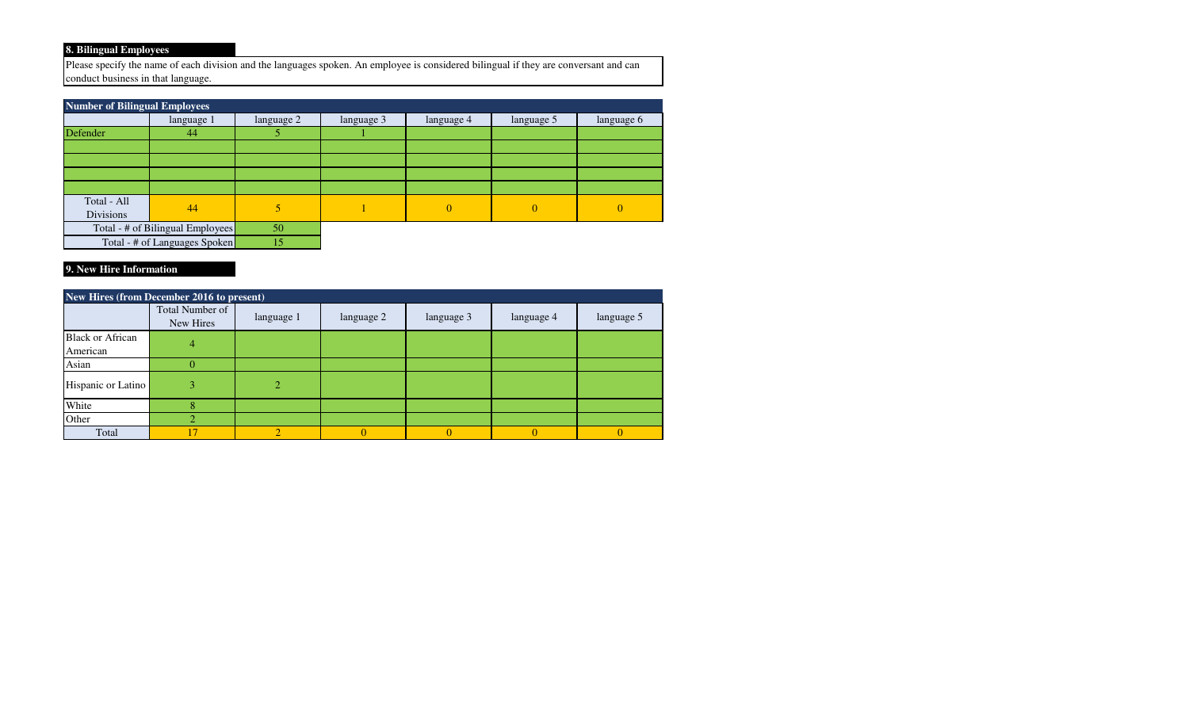### 8. Bilingual Employees

Please specify the name of each division and the languages spoken. An employee is considered bilingual if they are conversant and can conduct business in that language.

| Number of Bilingual Employees | | | | | | |
|---|---|---|---|---|---|---|
| | language 1 | language 2 | language 3 | language 4 | language 5 | language 6 |
| Defender | 44 | 5 | 1 | | | |
| | | | | | | |
| | | | | | | |
| | | | | | | |
| | | | | | | |
| Total - All Divisions | 44 | 5 | 1 | 0 | 0 | 0 |

| | |
|---|---|
| Total - # of Bilingual Employees | 50 |
| Total - # of Languages Spoken | 15 |

### 9. New Hire Information

| New Hires (from December 2016 to present) | | | | | | |
|---|---|---|---|---|---|---|
| | Total Number of New Hires | language 1 | language 2 | language 3 | language 4 | language 5 |
| Black or African American | 4 | | | | | |
| Asian | 0 | | | | | |
| Hispanic or Latino | 3 | 2 | | | | |
| White | 8 | | | | | |
| Other | 2 | | | | | |
| Total | 17 | 2 | 0 | 0 | 0 | 0 |